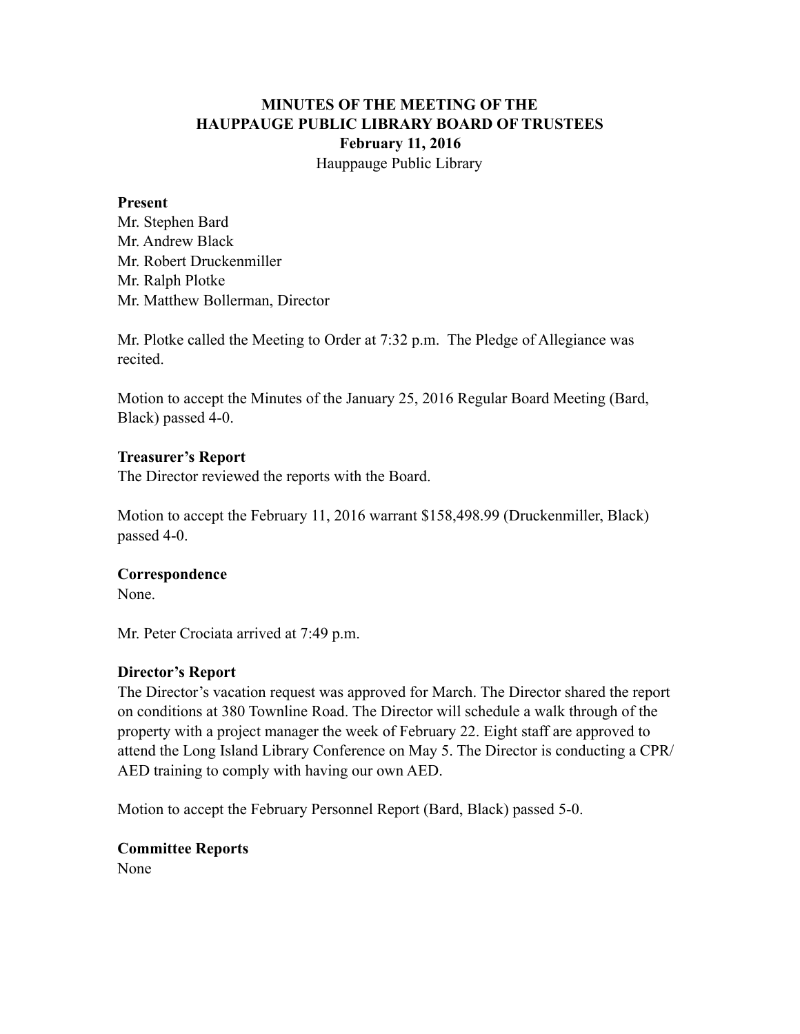# MINUTES OF THE MEETING OF THE HAUPPAUGE PUBLIC LIBRARY BOARD OF TRUSTEES

**February 11, 2016**

Hauppauge Public Library

**Present**

Mr. Stephen Bard
Mr. Andrew Black
Mr. Robert Druckenmiller
Mr. Ralph Plotke
Mr. Matthew Bollerman, Director

Mr. Plotke called the Meeting to Order at 7:32 p.m. The Pledge of Allegiance was recited.

Motion to accept the Minutes of the January 25, 2016 Regular Board Meeting (Bard, Black) passed 4-0.

**Treasurer's Report**

The Director reviewed the reports with the Board.

Motion to accept the February 11, 2016 warrant $158,498.99 (Druckenmiller, Black) passed 4-0.

**Correspondence**

None.

Mr. Peter Crociata arrived at 7:49 p.m.

**Director's Report**

The Director's vacation request was approved for March. The Director shared the report on conditions at 380 Townline Road. The Director will schedule a walk through of the property with a project manager the week of February 22. Eight staff are approved to attend the Long Island Library Conference on May 5. The Director is conducting a CPR/AED training to comply with having our own AED.

Motion to accept the February Personnel Report (Bard, Black) passed 5-0.

**Committee Reports**

None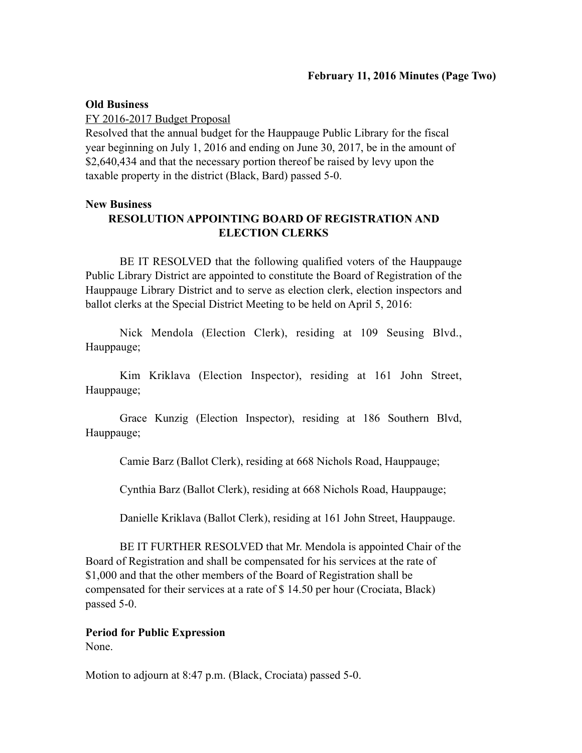**Old Business**

FY 2016-2017 Budget Proposal

Resolved that the annual budget for the Hauppauge Public Library for the fiscal year beginning on July 1, 2016 and ending on June 30, 2017, be in the amount of $2,640,434 and that the necessary portion thereof be raised by levy upon the taxable property in the district (Black, Bard) passed 5-0.

**New Business**

**RESOLUTION APPOINTING BOARD OF REGISTRATION AND ELECTION CLERKS**

BE IT RESOLVED that the following qualified voters of the Hauppauge Public Library District are appointed to constitute the Board of Registration of the Hauppauge Library District and to serve as election clerk, election inspectors and ballot clerks at the Special District Meeting to be held on April 5, 2016:

Nick Mendola (Election Clerk), residing at 109 Seusing Blvd., Hauppauge;

Kim Kriklava (Election Inspector), residing at 161 John Street, Hauppauge;

Grace Kunzig (Election Inspector), residing at 186 Southern Blvd, Hauppauge;

Camie Barz (Ballot Clerk), residing at 668 Nichols Road, Hauppauge;

Cynthia Barz (Ballot Clerk), residing at 668 Nichols Road, Hauppauge;

Danielle Kriklava (Ballot Clerk), residing at 161 John Street, Hauppauge.

BE IT FURTHER RESOLVED that Mr. Mendola is appointed Chair of the Board of Registration and shall be compensated for his services at the rate of $1,000 and that the other members of the Board of Registration shall be compensated for their services at a rate of $ 14.50 per hour (Crociata, Black) passed 5-0.

**Period for Public Expression**

None.

Motion to adjourn at 8:47 p.m. (Black, Crociata) passed 5-0.